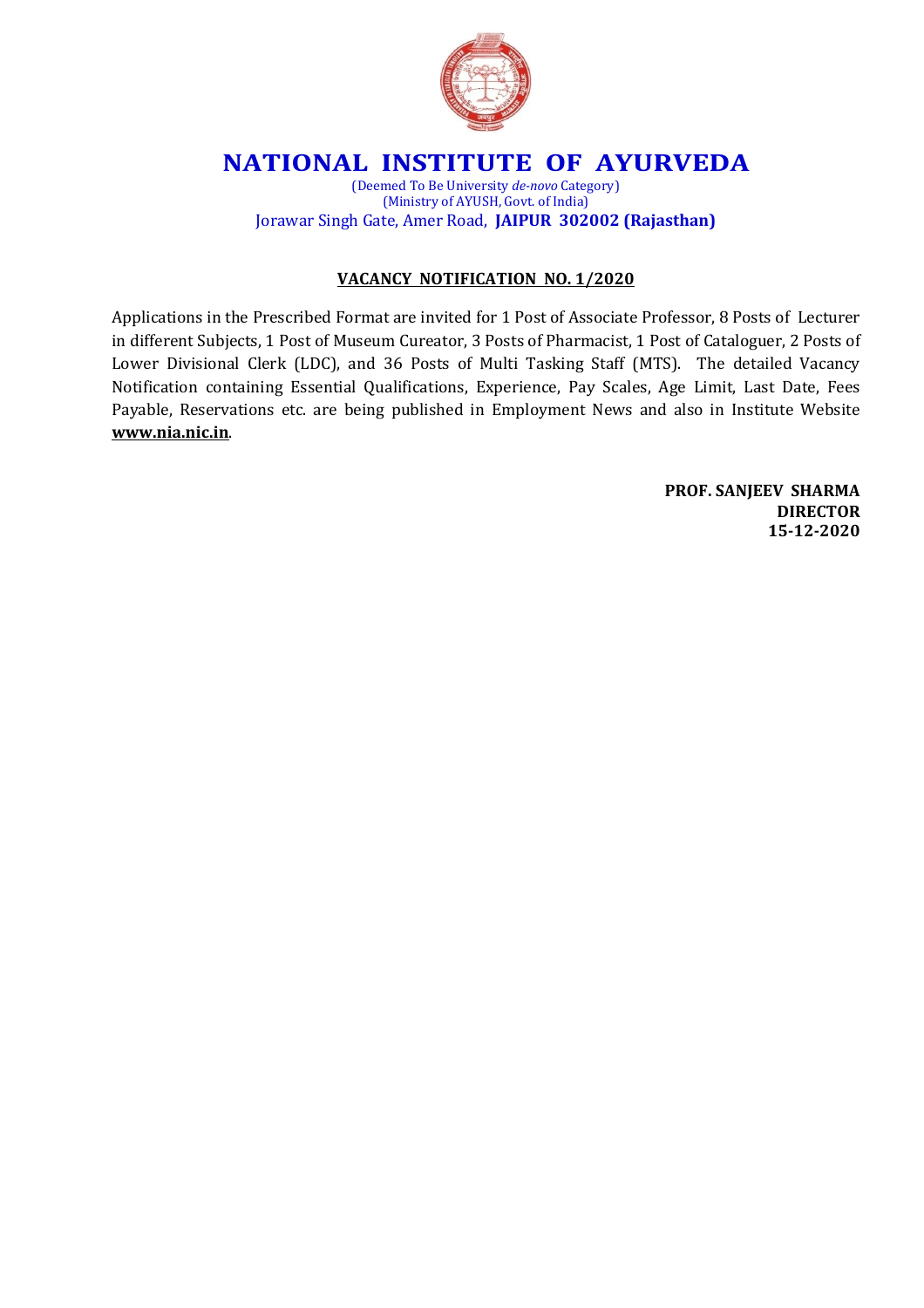# NATIONAL INSTITUTE OF AYURVEDA

(Deemed To Be University *de-novo* Category)
(Ministry of AYUSH, Govt. of India)
Jorawar Singh Gate, Amer Road, **JAIPUR 302002 (Rajasthan)**

## VACANCY NOTIFICATION NO. 1/2020

Applications in the Prescribed Format are invited for 1 Post of Associate Professor, 8 Posts of Lecturer in different Subjects, 1 Post of Museum Cureator, 3 Posts of Pharmacist, 1 Post of Cataloguer, 2 Posts of Lower Divisional Clerk (LDC), and 36 Posts of Multi Tasking Staff (MTS). The detailed Vacancy Notification containing Essential Qualifications, Experience, Pay Scales, Age Limit, Last Date, Fees Payable, Reservations etc. are being published in Employment News and also in Institute Website **www.nia.nic.in**.

**PROF. SANJEEV SHARMA**
**DIRECTOR**
**15-12-2020**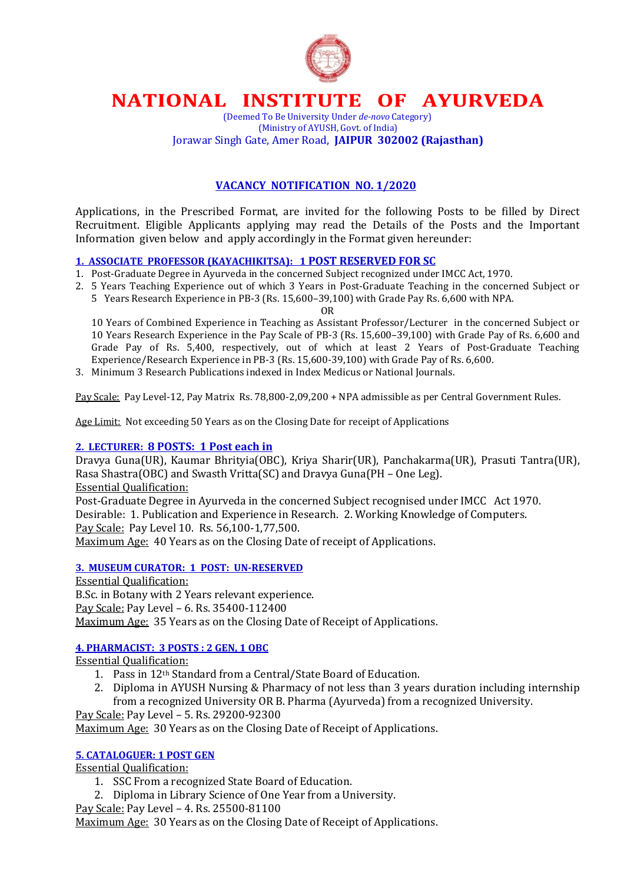# NATIONAL INSTITUTE OF AYURVEDA

(Deemed To Be University Under *de-novo* Category)
(Ministry of AYUSH, Govt. of India)
Jorawar Singh Gate, Amer Road, **JAIPUR 302002 (Rajasthan)**

## VACANCY NOTIFICATION NO. 1/2020

Applications, in the Prescribed Format, are invited for the following Posts to be filled by Direct Recruitment. Eligible Applicants applying may read the Details of the Posts and the Important Information given below and apply accordingly in the Format given hereunder:

### 1. ASSOCIATE PROFESSOR (KAYACHIKITSA): 1 POST RESERVED FOR SC

1. Post-Graduate Degree in Ayurveda in the concerned Subject recognized under IMCC Act, 1970.
2. 5 Years Teaching Experience out of which 3 Years in Post-Graduate Teaching in the concerned Subject or 5 Years Research Experience in PB-3 (Rs. 15,600–39,100) with Grade Pay Rs. 6,600 with NPA.

   OR

   10 Years of Combined Experience in Teaching as Assistant Professor/Lecturer in the concerned Subject or 10 Years Research Experience in the Pay Scale of PB-3 (Rs. 15,600–39,100) with Grade Pay of Rs. 6,600 and Grade Pay of Rs. 5,400, respectively, out of which at least 2 Years of Post-Graduate Teaching Experience/Research Experience in PB-3 (Rs. 15,600-39,100) with Grade Pay of Rs. 6,600.
3. Minimum 3 Research Publications indexed in Index Medicus or National Journals.

Pay Scale: Pay Level-12, Pay Matrix Rs. 78,800-2,09,200 + NPA admissible as per Central Government Rules.

Age Limit: Not exceeding 50 Years as on the Closing Date for receipt of Applications

### 2. LECTURER: 8 POSTS: 1 Post each in

Dravya Guna(UR), Kaumar Bhrityia(OBC), Kriya Sharir(UR), Panchakarma(UR), Prasuti Tantra(UR), Rasa Shastra(OBC) and Swasth Vritta(SC) and Dravya Guna(PH – One Leg).

Essential Qualification:

Post-Graduate Degree in Ayurveda in the concerned Subject recognised under IMCC Act 1970.

Desirable: 1. Publication and Experience in Research. 2. Working Knowledge of Computers.

Pay Scale: Pay Level 10. Rs. 56,100-1,77,500.

Maximum Age: 40 Years as on the Closing Date of receipt of Applications.

### 3. MUSEUM CURATOR: 1 POST: UN-RESERVED

Essential Qualification:

B.Sc. in Botany with 2 Years relevant experience.

Pay Scale: Pay Level – 6. Rs. 35400-112400

Maximum Age: 35 Years as on the Closing Date of Receipt of Applications.

### 4. PHARMACIST: 3 POSTS : 2 GEN, 1 OBC

Essential Qualification:

1. Pass in 12th Standard from a Central/State Board of Education.
2. Diploma in AYUSH Nursing & Pharmacy of not less than 3 years duration including internship from a recognized University OR B. Pharma (Ayurveda) from a recognized University.

Pay Scale: Pay Level – 5. Rs. 29200-92300

Maximum Age: 30 Years as on the Closing Date of Receipt of Applications.

### 5. CATALOGUER: 1 POST GEN

Essential Qualification:

1. SSC From a recognized State Board of Education.
2. Diploma in Library Science of One Year from a University.

Pay Scale: Pay Level – 4. Rs. 25500-81100

Maximum Age: 30 Years as on the Closing Date of Receipt of Applications.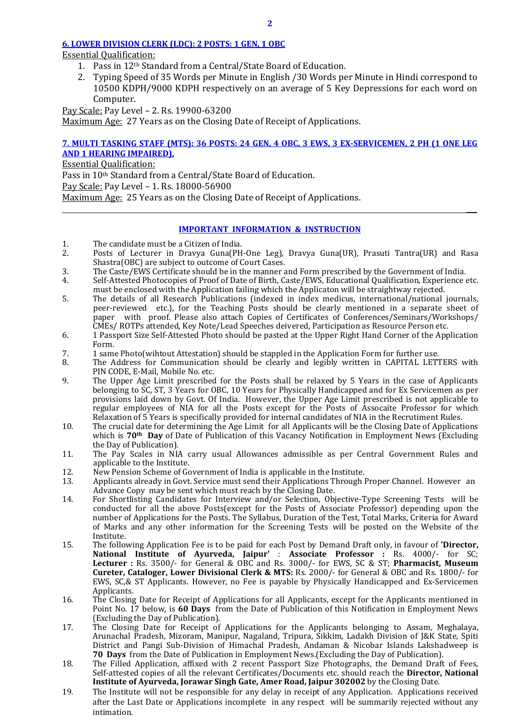**6. LOWER DIVISION CLERK (LDC): 2 POSTS: 1 GEN, 1 OBC**

Essential Qualification:

1. Pass in 12th Standard from a Central/State Board of Education.
2. Typing Speed of 35 Words per Minute in English /30 Words per Minute in Hindi correspond to 10500 KDPH/9000 KDPH respectively on an average of 5 Key Depressions for each word on Computer.

Pay Scale: Pay Level – 2. Rs. 19900-63200

Maximum Age: 27 Years as on the Closing Date of Receipt of Applications.

**7. MULTI TASKING STAFF (MTS): 36 POSTS: 24 GEN, 4 OBC, 3 EWS, 3 EX-SERVICEMEN, 2 PH (1 ONE LEG AND 1 HEARING IMPAIRED).**

Essential Qualification:

Pass in 10th Standard from a Central/State Board of Education.

Pay Scale: Pay Level – 1. Rs. 18000-56900

Maximum Age: 25 Years as on the Closing Date of Receipt of Applications.

---

**IMPORTANT INFORMATION & INSTRUCTION**

1. The candidate must be a Citizen of India.
2. Posts of Lecturer in Dravya Guna(PH-One Leg), Dravya Guna(UR), Prasuti Tantra(UR) and Rasa Shastra(OBC) are subject to outcome of Court Cases.
3. The Caste/EWS Certificate should be in the manner and Form prescribed by the Government of India.
4. Self-Attested Photocopies of Proof of Date of Birth, Caste/EWS, Educational Qualification, Experience etc. must be enclosed with the Application failing which the Applicaton will be straightway rejected.
5. The details of all Research Publications (indexed in index medicus, international/national journals, peer-reviewed etc.), for the Teaching Posts should be clearly mentioned in a separate sheet of paper with proof. Please also attach Copies of Certificates of Conferences/Seminars/Workshops/ CMEs/ ROTPs attended, Key Note/Lead Speeches deivered, Participation as Resource Person etc.
6. 1 Passport Size Self-Attested Photo should be pasted at the Upper Right Hand Corner of the Application Form.
7. 1 same Photo(wihtout Attestation) should be stappled in the Application Form for further use.
8. The Address for Communication should be clearly and legibly written in CAPITAL LETTERS with PIN CODE, E-Mail, Mobile No. etc.
9. The Upper Age Limit prescribed for the Posts shall be relaxed by 5 Years in the case of Applicants belonging to SC, ST, 3 Years for OBC, 10 Years for Physically Handicapped and for Ex Servicemen as per provisions laid down by Govt. Of India. However, the Upper Age Limit prescribed is not applicable to regular employees of NIA for all the Posts except for the Posts of Assocaite Professor for which Relaxation of 5 Years is specifically provided for internal candidates of NIA in the Recrutiment Rules.
10. The crucial date for determining the Age Limit for all Applicants will be the Closing Date of Applications which is **70th Day** of Date of Publication of this Vacancy Notification in Employment News (Excluding the Day of Publication).
11. The Pay Scales in NIA carry usual Allowances admissible as per Central Government Rules and applicable to the Institute.
12. New Pension Scheme of Government of India is applicable in the Institute.
13. Applicants already in Govt. Service must send their Applications Through Proper Channel. However an Advance Copy may be sent which must reach by the Closing Date.
14. For Shortlisting Candidates for Interview and/or Selection, Objective-Type Screening Tests will be conducted for all the above Posts(except for the Posts of Associate Professor) depending upon the number of Applications for the Posts. The Syllabus, Duration of the Test, Total Marks, Criteria for Award of Marks and any other information for the Screening Tests will be posted on the Website of the Institute.
15. The following Application Fee is to be paid for each Post by Demand Draft only, in favour of **'Director, National Institute of Ayurveda, Jaipur'** : **Associate Professor :** Rs. 4000/- for SC; **Lecturer :** Rs. 3500/- for General & OBC and Rs. 3000/- for EWS, SC & ST; **Pharmacist, Museum Cureter, Cataloger, Lower Divisional Clerk & MTS:** Rs. 2000/- for General & OBC and Rs. 1800/- for EWS, SC,& ST Applicants. However, no Fee is payable by Physically Handicapped and Ex-Servicemen Applicants.
16. The Closing Date for Receipt of Applications for all Applicants, except for the Applicants mentioned in Point No. 17 below, is **60 Days** from the Date of Publication of this Notification in Employment News (Excluding the Day of Publication).
17. The Closing Date for Receipt of Applications for the Applicants belonging to Assam, Meghalaya, Arunachal Pradesh, Mizoram, Manipur, Nagaland, Tripura, Sikkim, Ladakh Division of J&K State, Spiti District and Pangi Sub-Division of Himachal Pradesh, Andaman & Nicobar Islands Lakshadweep is **70 Days** from the Date of Publication in Employment News.(Excluding the Day of Publication).
18. The Filled Application, affixed with 2 recent Passport Size Photographs, the Demand Draft of Fees, Self-attested copies of all the relevant Certificates/Documents etc. should reach the **Director, National Institute of Ayurveda, Jorawar Singh Gate, Amer Road, Jaipur 302002** by the Closing Date.
19. The Institute will not be responsible for any delay in receipt of any Application. Applications received after the Last Date or Applications incomplete in any respect will be summarily rejected without any intimation.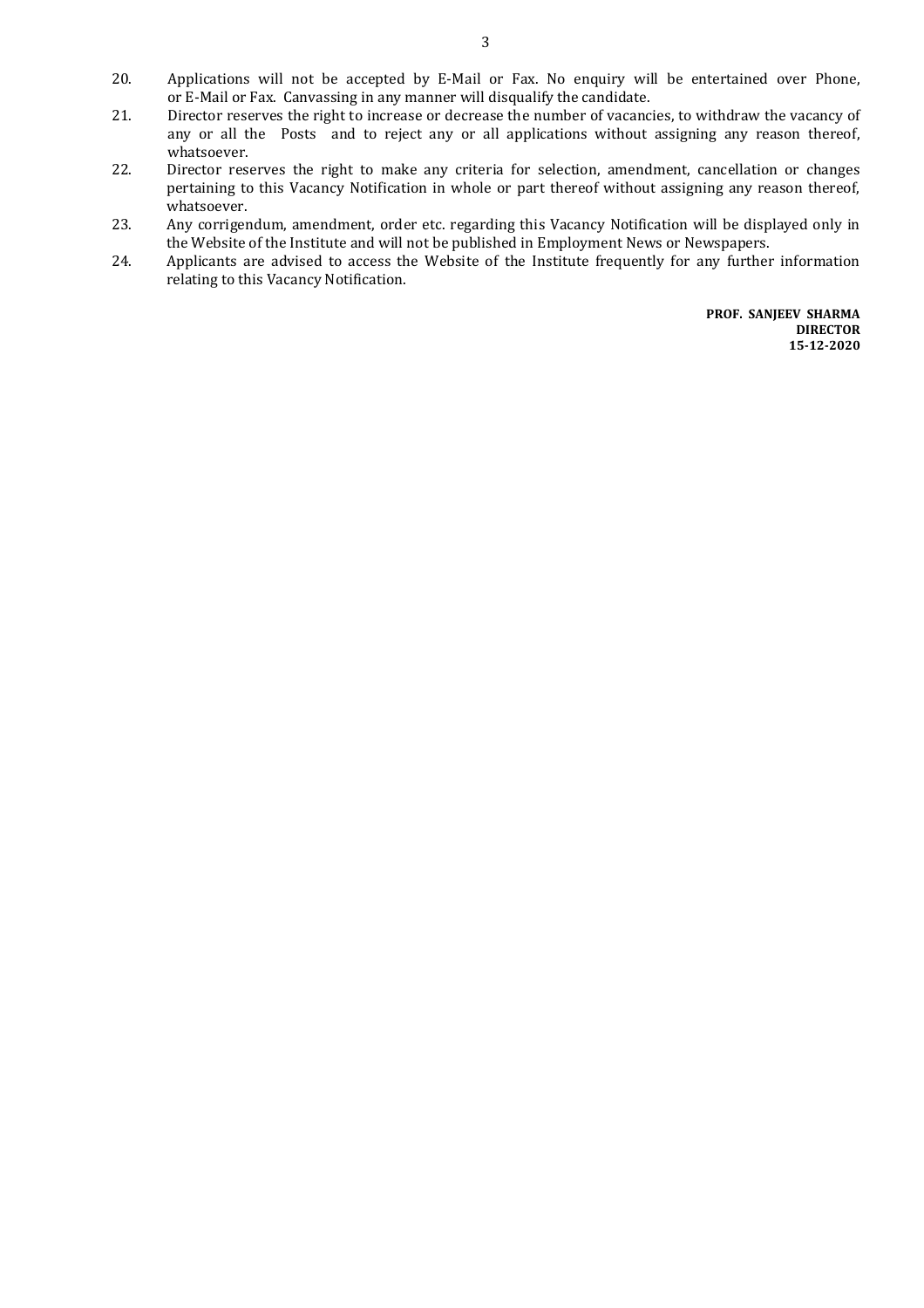20. Applications will not be accepted by E-Mail or Fax. No enquiry will be entertained over Phone, or E-Mail or Fax. Canvassing in any manner will disqualify the candidate.
21. Director reserves the right to increase or decrease the number of vacancies, to withdraw the vacancy of any or all the Posts and to reject any or all applications without assigning any reason thereof, whatsoever.
22. Director reserves the right to make any criteria for selection, amendment, cancellation or changes pertaining to this Vacancy Notification in whole or part thereof without assigning any reason thereof, whatsoever.
23. Any corrigendum, amendment, order etc. regarding this Vacancy Notification will be displayed only in the Website of the Institute and will not be published in Employment News or Newspapers.
24. Applicants are advised to access the Website of the Institute frequently for any further information relating to this Vacancy Notification.

**PROF. SANJEEV SHARMA**
**DIRECTOR**
**15-12-2020**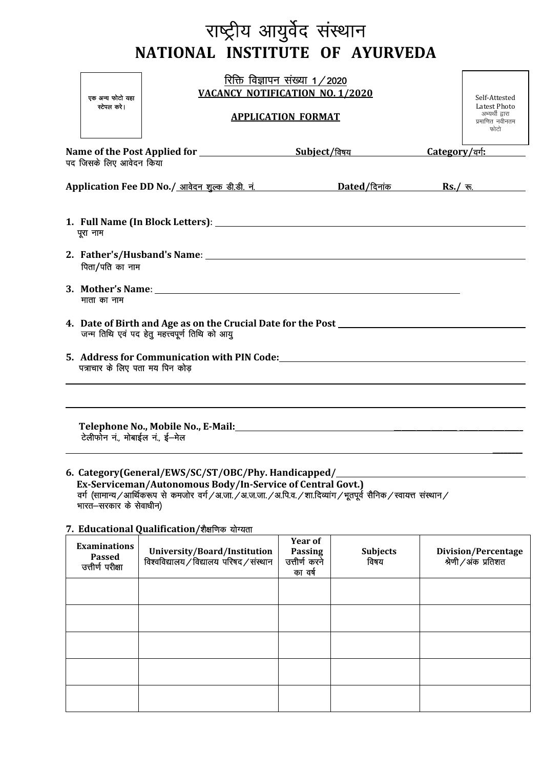# राष्ट्रीय आयुर्वेद संस्थान
# NATIONAL INSTITUTE OF AYURVEDA

एक अन्य फोटो यहा स्टेपल करे।

रिक्ति विज्ञापन संख्या 1/2020

**VACANCY NOTIFICATION NO. 1/2020**

**APPLICATION FORMAT**

Self-Attested Latest Photo
अभ्यर्थी द्वारा प्रमाणित नवीनतम फोटो

**Name of the Post Applied for** ____________________ **Subject/विषय** ____________________ **Category/वर्ग:** ____________
पद जिसके लिए आवेदन किया

**Application Fee DD No./** आवेदन शुल्क डी.डी. नं. ____________________ **Dated/दिनांक** ____________ **Rs./** रू. ____________

1. **Full Name (In Block Letters):** ________________________________________________
   पूरा नाम

2. **Father's/Husband's Name:** ________________________________________________
   पिता/पति का नाम

3. **Mother's Name:** ________________________________________________
   माता का नाम

4. **Date of Birth and Age as on the Crucial Date for the Post** ________________________________
   जन्म तिथि एवं पद हेतु महत्त्वपूर्ण तिथि को आयु

5. **Address for Communication with PIN Code:** ________________________________________________
   पत्राचार के लिए पता मय पिन कोड़

   ________________________________________________________________________________

   ________________________________________________________________________________

   **Telephone No., Mobile No., E-Mail:** ________________________________________________
   टेलीफोन नं., मोबाईल नं., ई–मेल

   ________________________________________________________________________________

6. **Category(General/EWS/SC/ST/OBC/Phy. Handicapped/** ________________________________
   **Ex-Serviceman/Autonomous Body/In-Service of Central Govt.)**
   वर्ग (सामान्य/आर्थिकरूप से कमजोर वर्ग/अ.जा./अ.ज.जा./अ.पि.व./शा.दिव्यांग/भूतपूर्व सैनिक/स्वायत्त संस्थान/भारत–सरकार के सेवाधीन)

7. **Educational Qualification/**शैक्षणिक योग्यता

| Examinations Passed उत्तीर्ण परीक्षा | University/Board/Institution विश्वविद्यालय/विद्यालय परिषद/संस्थान | Year of Passing उत्तीर्ण करने का वर्ष | Subjects विषय | Division/Percentage श्रेणी/अंक प्रतिशत |
|---|---|---|---|---|
| | | | | |
| | | | | |
| | | | | |
| | | | | |
| | | | | |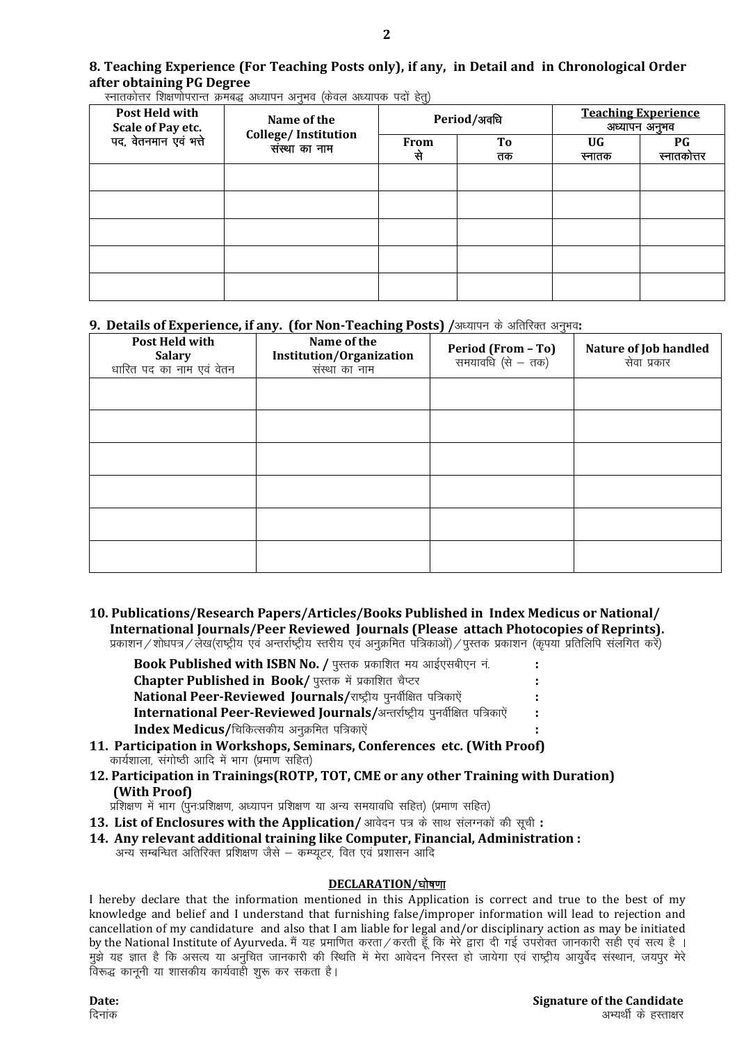## 8. Teaching Experience (For Teaching Posts only), if any, in Detail and in Chronological Order after obtaining PG Degree

स्नातकोत्तर शिक्षणोपरान्त क्रमबद्ध अध्यापन अनुभव (केवल अध्यापक पदों हेतु)

| Post Held with Scale of Pay etc. पद, वेतनमान एवं भत्ते | Name of the College/ Institution संस्था का नाम | Period/अवधि | | Teaching Experience अध्यापन अनुभव | |
|---|---|---|---|---|---|
| | | From से | To तक | UG स्नातक | PG स्नातकोत्तर |
| | | | | | |
| | | | | | |
| | | | | | |
| | | | | | |
| | | | | | |

## 9. Details of Experience, if any. (for Non-Teaching Posts) /अध्यापन के अतिरिक्त अनुभव:

| Post Held with Salary धारित पद का नाम एवं वेतन | Name of the Institution/Organization संस्था का नाम | Period (From – To) समयावधि (से – तक) | Nature of Job handled सेवा प्रकार |
|---|---|---|---|
| | | | |
| | | | |
| | | | |
| | | | |
| | | | |
| | | | |

## 10. Publications/Research Papers/Articles/Books Published in Index Medicus or National/ International Journals/Peer Reviewed Journals (Please attach Photocopies of Reprints).

प्रकाशन/शोधपत्र/लेख(राष्ट्रीय एवं अन्तर्राष्ट्रीय स्तरीय एवं अनुक्रमित पत्रिकाओं)/पुस्तक प्रकाशन (कृपया प्रतिलिपि संलगित करें)

**Book Published with ISBN No. /** पुस्तक प्रकाशित मय आईएसबीएन नं. :
**Chapter Published in Book/** पुस्तक में प्रकाशित चैप्टर :
**National Peer-Reviewed Journals/**राष्ट्रीय पुनर्वीक्षित पत्रिकाऐं :
**International Peer-Reviewed Journals/**अन्तर्राष्ट्रीय पुनर्वीक्षित पत्रिकाऐं :
**Index Medicus/**चिकित्सकीय अनुक्रमित पत्रिकाऐं :

## 11. Participation in Workshops, Seminars, Conferences etc. (With Proof)

कार्यशाला, संगोष्ठी आदि में भाग (प्रमाण सहित)

## 12. Participation in Trainings(ROTP, TOT, CME or any other Training with Duration) (With Proof)

प्रशिक्षण में भाग (पुनःप्रशिक्षण, अध्यापन प्रशिक्षण या अन्य समयावधि सहित) (प्रमाण सहित)

## 13. List of Enclosures with the Application/ आवेदन पत्र के साथ संलग्नकों की सूची :

## 14. Any relevant additional training like Computer, Financial, Administration :

अन्य सम्बन्धित अतिरिक्त प्रशिक्षण जैसे – कम्प्यूटर, वित एवं प्रशासन आदि

### DECLARATION/घोषणा

I hereby declare that the information mentioned in this Application is correct and true to the best of my knowledge and belief and I understand that furnishing false/improper information will lead to rejection and cancellation of my candidature and also that I am liable for legal and/or disciplinary action as may be initiated by the National Institute of Ayurveda. मैं यह प्रमाणित करता/करती हूँ कि मेरे द्वारा दी गई उपरोक्त जानकारी सही एवं सत्य है । मुझे यह ज्ञात है कि असत्य या अनुचित जानकारी की स्थिति में मेरा आवेदन निरस्त हो जायेगा एवं राष्ट्रीय आयुर्वेद संस्थान, जयपुर मेरे विरूद्ध कानूनी या शासकीय कार्यवाही शुरू कर सकता है।

**Date:**
दिनांक

**Signature of the Candidate**
अभ्यर्थी के हस्ताक्षर